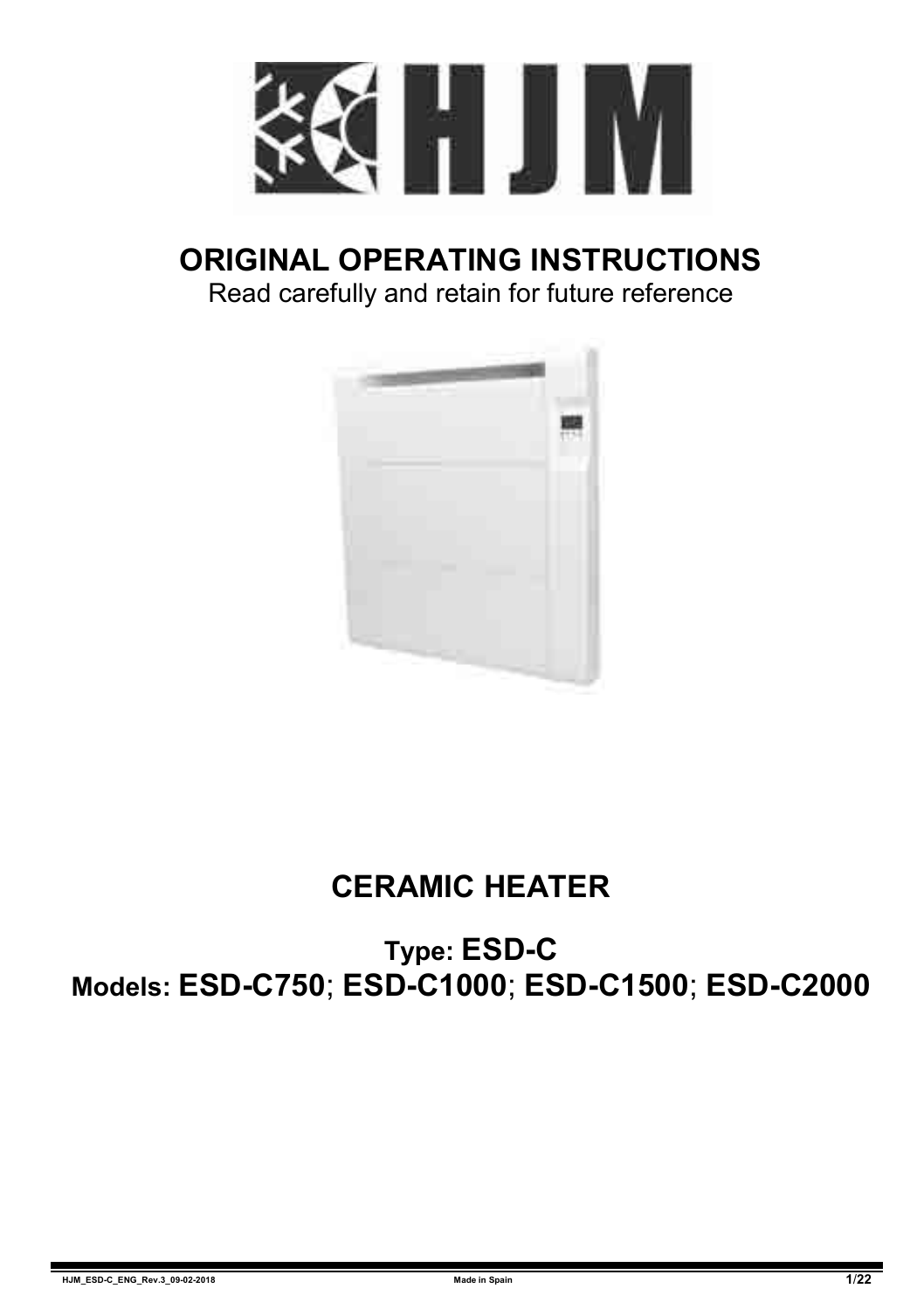# ORIGINAL OPERATING INSTRUCTIONS

Read carefully and retain for future reference

## CERAMIC HEATER

### Type: ESD-C

### Models: ESD-C750; ESD-C1000; ESD-C1500; ESD-C2000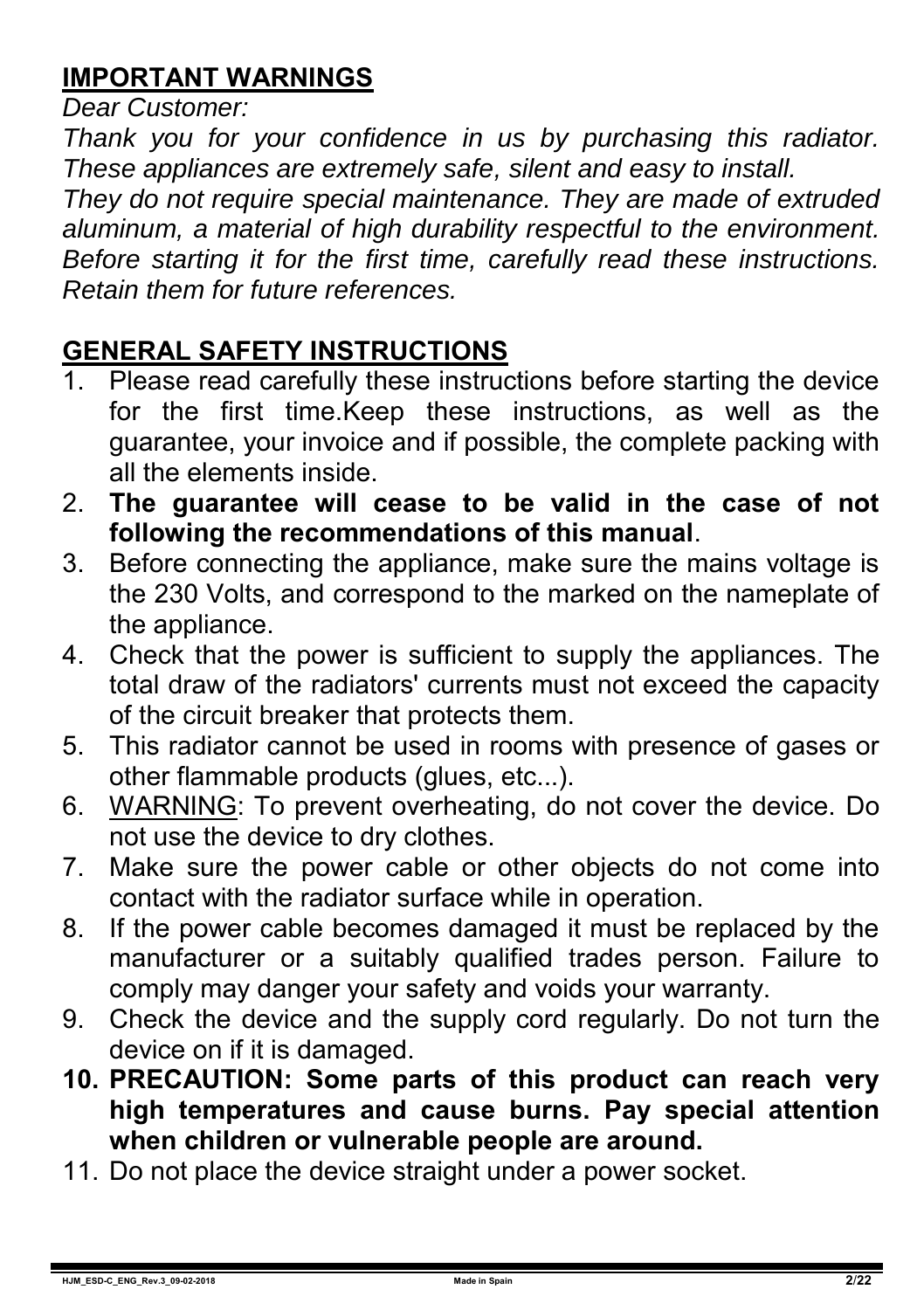## IMPORTANT WARNINGS

*Dear Customer:*

*Thank you for your confidence in us by purchasing this radiator. These appliances are extremely safe, silent and easy to install.*

*They do not require special maintenance. They are made of extruded aluminum, a material of high durability respectful to the environment. Before starting it for the first time, carefully read these instructions. Retain them for future references.*

## GENERAL SAFETY INSTRUCTIONS

1. Please read carefully these instructions before starting the device for the first time.Keep these instructions, as well as the guarantee, your invoice and if possible, the complete packing with all the elements inside.
2. **The guarantee will cease to be valid in the case of not following the recommendations of this manual**.
3. Before connecting the appliance, make sure the mains voltage is the 230 Volts, and correspond to the marked on the nameplate of the appliance.
4. Check that the power is sufficient to supply the appliances. The total draw of the radiators' currents must not exceed the capacity of the circuit breaker that protects them.
5. This radiator cannot be used in rooms with presence of gases or other flammable products (glues, etc...).
6. WARNING: To prevent overheating, do not cover the device. Do not use the device to dry clothes.
7. Make sure the power cable or other objects do not come into contact with the radiator surface while in operation.
8. If the power cable becomes damaged it must be replaced by the manufacturer or a suitably qualified trades person. Failure to comply may danger your safety and voids your warranty.
9. Check the device and the supply cord regularly. Do not turn the device on if it is damaged.
10. **PRECAUTION: Some parts of this product can reach very high temperatures and cause burns. Pay special attention when children or vulnerable people are around.**
11. Do not place the device straight under a power socket.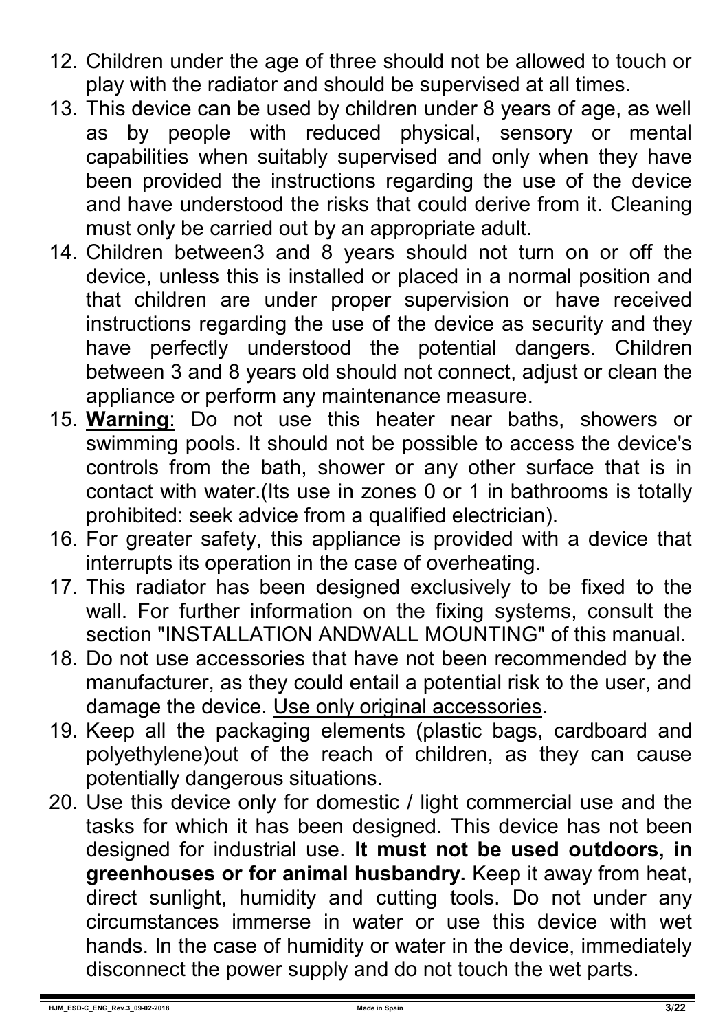12. Children under the age of three should not be allowed to touch or play with the radiator and should be supervised at all times.
13. This device can be used by children under 8 years of age, as well as by people with reduced physical, sensory or mental capabilities when suitably supervised and only when they have been provided the instructions regarding the use of the device and have understood the risks that could derive from it. Cleaning must only be carried out by an appropriate adult.
14. Children between3 and 8 years should not turn on or off the device, unless this is installed or placed in a normal position and that children are under proper supervision or have received instructions regarding the use of the device as security and they have perfectly understood the potential dangers. Children between 3 and 8 years old should not connect, adjust or clean the appliance or perform any maintenance measure.
15. **Warning**: Do not use this heater near baths, showers or swimming pools. It should not be possible to access the device's controls from the bath, shower or any other surface that is in contact with water.(Its use in zones 0 or 1 in bathrooms is totally prohibited: seek advice from a qualified electrician).
16. For greater safety, this appliance is provided with a device that interrupts its operation in the case of overheating.
17. This radiator has been designed exclusively to be fixed to the wall. For further information on the fixing systems, consult the section "INSTALLATION ANDWALL MOUNTING" of this manual.
18. Do not use accessories that have not been recommended by the manufacturer, as they could entail a potential risk to the user, and damage the device. Use only original accessories.
19. Keep all the packaging elements (plastic bags, cardboard and polyethylene)out of the reach of children, as they can cause potentially dangerous situations.
20. Use this device only for domestic / light commercial use and the tasks for which it has been designed. This device has not been designed for industrial use. **It must not be used outdoors, in greenhouses or for animal husbandry.** Keep it away from heat, direct sunlight, humidity and cutting tools. Do not under any circumstances immerse in water or use this device with wet hands. In the case of humidity or water in the device, immediately disconnect the power supply and do not touch the wet parts.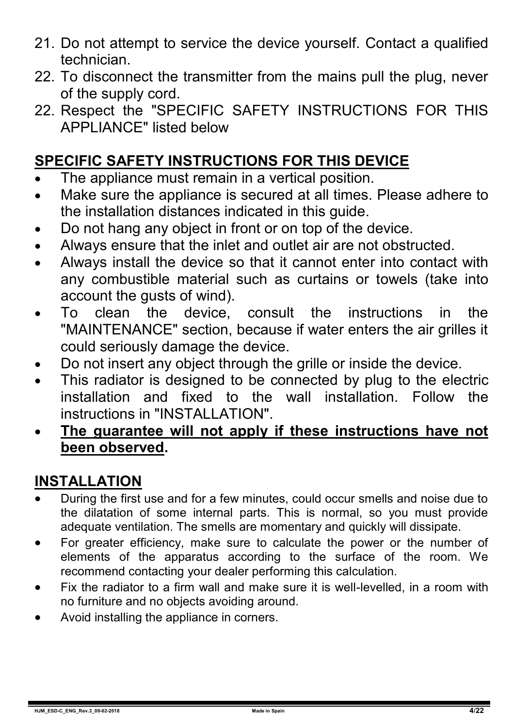21. Do not attempt to service the device yourself. Contact a qualified technician.
22. To disconnect the transmitter from the mains pull the plug, never of the supply cord.
22. Respect the "SPECIFIC SAFETY INSTRUCTIONS FOR THIS APPLIANCE" listed below

## SPECIFIC SAFETY INSTRUCTIONS FOR THIS DEVICE

- The appliance must remain in a vertical position.
- Make sure the appliance is secured at all times. Please adhere to the installation distances indicated in this guide.
- Do not hang any object in front or on top of the device.
- Always ensure that the inlet and outlet air are not obstructed.
- Always install the device so that it cannot enter into contact with any combustible material such as curtains or towels (take into account the gusts of wind).
- To clean the device, consult the instructions in the "MAINTENANCE" section, because if water enters the air grilles it could seriously damage the device.
- Do not insert any object through the grille or inside the device.
- This radiator is designed to be connected by plug to the electric installation and fixed to the wall installation. Follow the instructions in "INSTALLATION".
- **The guarantee will not apply if these instructions have not been observed.**

## INSTALLATION

- During the first use and for a few minutes, could occur smells and noise due to the dilatation of some internal parts. This is normal, so you must provide adequate ventilation. The smells are momentary and quickly will dissipate.
- For greater efficiency, make sure to calculate the power or the number of elements of the apparatus according to the surface of the room. We recommend contacting your dealer performing this calculation.
- Fix the radiator to a firm wall and make sure it is well-levelled, in a room with no furniture and no objects avoiding around.
- Avoid installing the appliance in corners.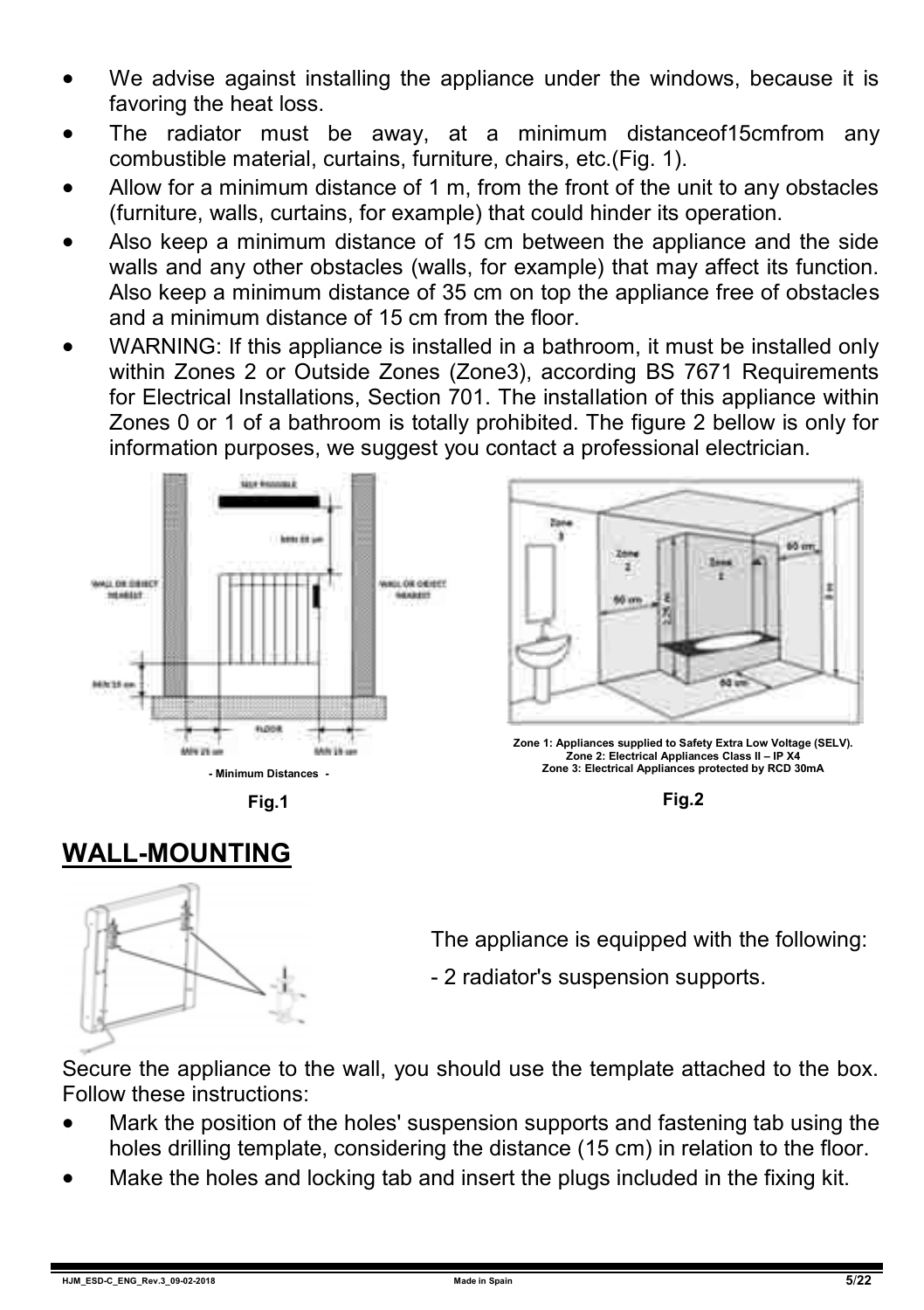- We advise against installing the appliance under the windows, because it is favoring the heat loss.
- The radiator must be away, at a minimum distanceof15cmfrom any combustible material, curtains, furniture, chairs, etc.(Fig. 1).
- Allow for a minimum distance of 1 m, from the front of the unit to any obstacles (furniture, walls, curtains, for example) that could hinder its operation.
- Also keep a minimum distance of 15 cm between the appliance and the side walls and any other obstacles (walls, for example) that may affect its function. Also keep a minimum distance of 35 cm on top the appliance free of obstacles and a minimum distance of 15 cm from the floor.
- WARNING: If this appliance is installed in a bathroom, it must be installed only within Zones 2 or Outside Zones (Zone3), according BS 7671 Requirements for Electrical Installations, Section 701. The installation of this appliance within Zones 0 or 1 of a bathroom is totally prohibited. The figure 2 bellow is only for information purposes, we suggest you contact a professional electrician.

- Minimum Distances -

Fig.1

Zone 1: Appliances supplied to Safety Extra Low Voltage (SELV).
Zone 2: Electrical Appliances Class II – IP X4
Zone 3: Electrical Appliances protected by RCD 30mA

Fig.2

## WALL-MOUNTING

The appliance is equipped with the following:

- 2 radiator's suspension supports.

Secure the appliance to the wall, you should use the template attached to the box. Follow these instructions:

- Mark the position of the holes' suspension supports and fastening tab using the holes drilling template, considering the distance (15 cm) in relation to the floor.
- Make the holes and locking tab and insert the plugs included in the fixing kit.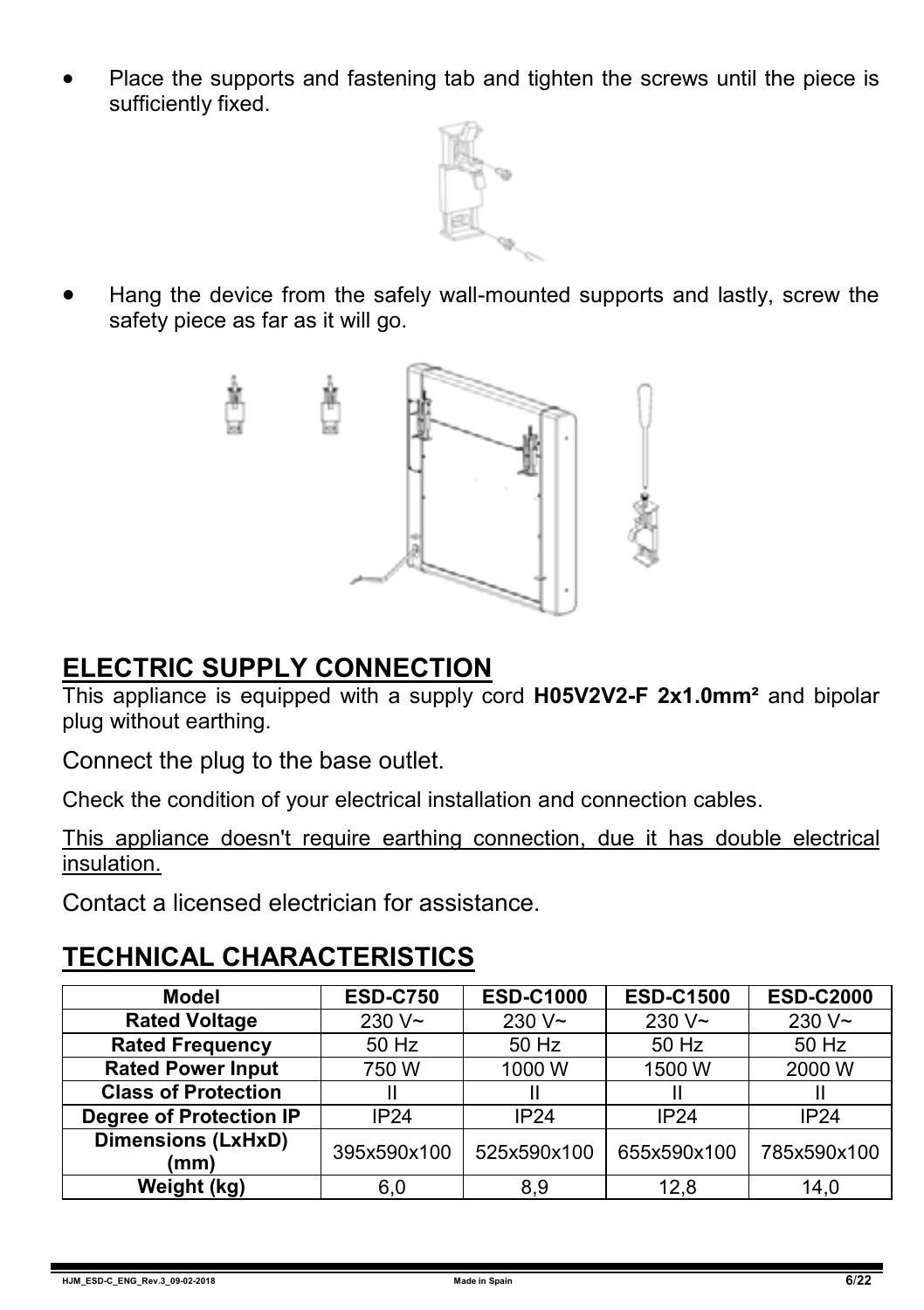- Place the supports and fastening tab and tighten the screws until the piece is sufficiently fixed.

- Hang the device from the safely wall-mounted supports and lastly, screw the safety piece as far as it will go.

## ELECTRIC SUPPLY CONNECTION

This appliance is equipped with a supply cord **H05V2V2-F 2x1.0mm²** and bipolar plug without earthing.

Connect the plug to the base outlet.

Check the condition of your electrical installation and connection cables.

This appliance doesn't require earthing connection, due it has double electrical insulation.

Contact a licensed electrician for assistance.

## TECHNICAL CHARACTERISTICS

| Model | ESD-C750 | ESD-C1000 | ESD-C1500 | ESD-C2000 |
|---|---|---|---|---|
| Rated Voltage | 230 V~ | 230 V~ | 230 V~ | 230 V~ |
| Rated Frequency | 50 Hz | 50 Hz | 50 Hz | 50 Hz |
| Rated Power Input | 750 W | 1000 W | 1500 W | 2000 W |
| Class of Protection | II | II | II | II |
| Degree of Protection IP | IP24 | IP24 | IP24 | IP24 |
| Dimensions (LxHxD) (mm) | 395x590x100 | 525x590x100 | 655x590x100 | 785x590x100 |
| Weight (kg) | 6,0 | 8,9 | 12,8 | 14,0 |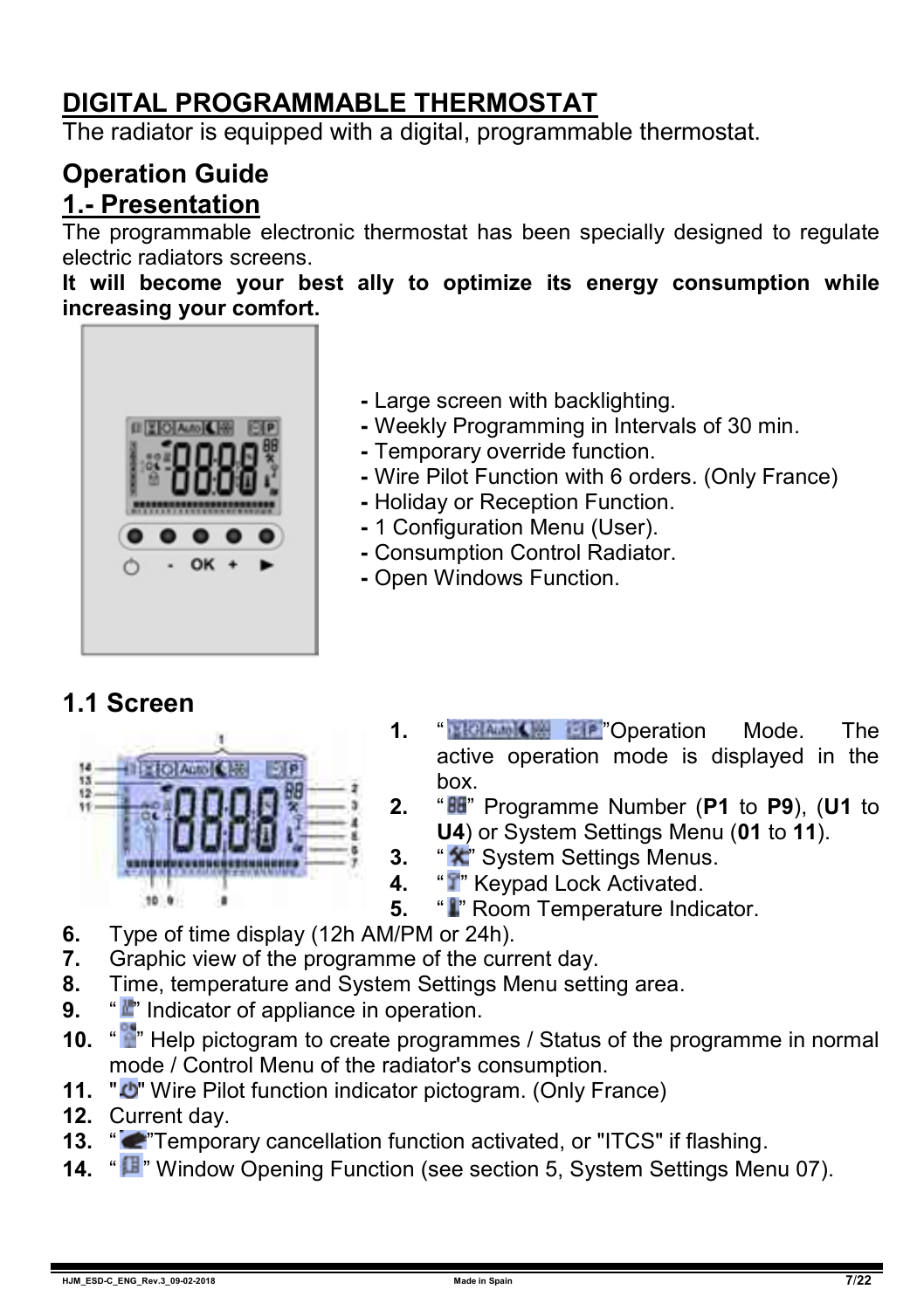# DIGITAL PROGRAMMABLE THERMOSTAT

The radiator is equipped with a digital, programmable thermostat.

## Operation Guide

## 1.- Presentation

The programmable electronic thermostat has been specially designed to regulate electric radiators screens.

**It will become your best ally to optimize its energy consumption while increasing your comfort.**

- Large screen with backlighting.
- Weekly Programming in Intervals of 30 min.
- Temporary override function.
- Wire Pilot Function with 6 orders. (Only France)
- Holiday or Reception Function.
- 1 Configuration Menu (User).
- Consumption Control Radiator.
- Open Windows Function.

## 1.1 Screen

1. " "Operation Mode. The active operation mode is displayed in the box.
2. " " Programme Number (**P1** to **P9**), (**U1** to **U4**) or System Settings Menu (**01** to **11**).
3. " " System Settings Menus.
4. " " Keypad Lock Activated.
5. " " Room Temperature Indicator.
6. Type of time display (12h AM/PM or 24h).
7. Graphic view of the programme of the current day.
8. Time, temperature and System Settings Menu setting area.
9. " " Indicator of appliance in operation.
10. " " Help pictogram to create programmes / Status of the programme in normal mode / Control Menu of the radiator's consumption.
11. " " Wire Pilot function indicator pictogram. (Only France)
12. Current day.
13. " "Temporary cancellation function activated, or "ITCS" if flashing.
14. " " Window Opening Function (see section 5, System Settings Menu 07).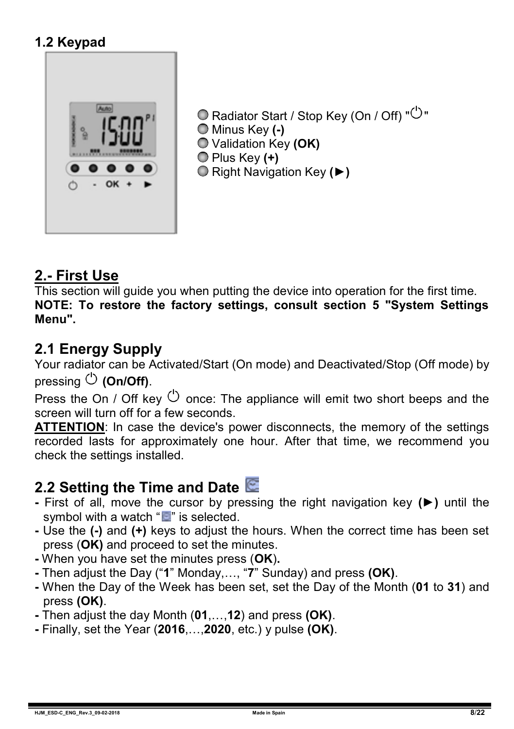### 1.2 Keypad

- Radiator Start / Stop Key (On / Off) "⏻"
- Minus Key **(-)**
- Validation Key **(OK)**
- Plus Key **(+)**
- Right Navigation Key **(►)**

## 2.- First Use

This section will guide you when putting the device into operation for the first time.

**NOTE: To restore the factory settings, consult section 5 "System Settings Menu".**

### 2.1 Energy Supply

Your radiator can be Activated/Start (On mode) and Deactivated/Stop (Off mode) by pressing ⏻ **(On/Off)**.

Press the On / Off key ⏻ once: The appliance will emit two short beeps and the screen will turn off for a few seconds.

**ATTENTION**: In case the device's power disconnects, the memory of the settings recorded lasts for approximately one hour. After that time, we recommend you check the settings installed.

### 2.2 Setting the Time and Date

- First of all, move the cursor by pressing the right navigation key **(►)** until the symbol with a watch "" is selected.
- Use the **(-)** and **(+)** keys to adjust the hours. When the correct time has been set press (**OK)** and proceed to set the minutes.
- When you have set the minutes press (**OK**)**.**
- Then adjust the Day ("**1**" Monday,…, "**7**" Sunday) and press **(OK)**.
- When the Day of the Week has been set, set the Day of the Month (**01** to **31**) and press **(OK)**.
- Then adjust the day Month (**01**,…,**12**) and press **(OK)**.
- Finally, set the Year (**2016**,…,**2020**, etc.) y pulse **(OK)**.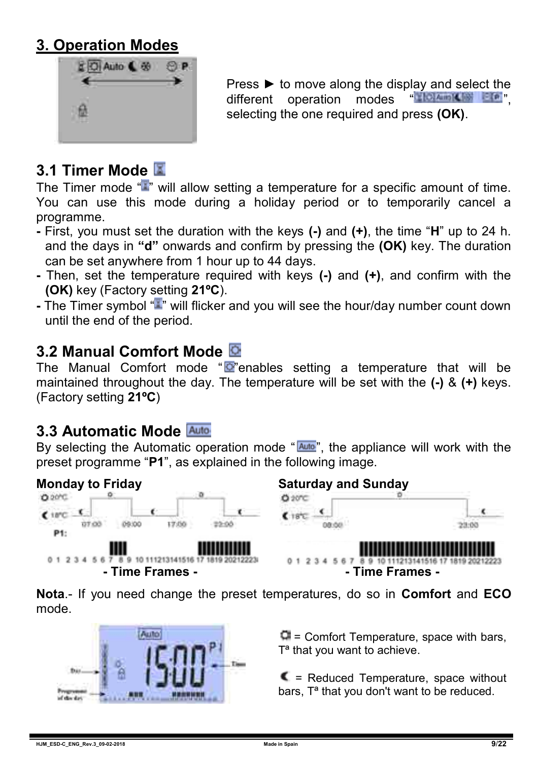## 3. Operation Modes

Press ► to move along the display and select the different operation modes " ", selecting the one required and press **(OK)**.

### 3.1 Timer Mode

The Timer mode " " will allow setting a temperature for a specific amount of time. You can use this mode during a holiday period or to temporarily cancel a programme.

- First, you must set the duration with the keys **(-)** and **(+)**, the time "**H**" up to 24 h. and the days in **"d"** onwards and confirm by pressing the **(OK)** key. The duration can be set anywhere from 1 hour up to 44 days.
- Then, set the temperature required with keys **(-)** and **(+)**, and confirm with the **(OK)** key (Factory setting **21ºC**).
- The Timer symbol " " will flicker and you will see the hour/day number count down until the end of the period.

### 3.2 Manual Comfort Mode

The Manual Comfort mode " "enables setting a temperature that will be maintained throughout the day. The temperature will be set with the **(-)** & **(+)** keys. (Factory setting **21ºC**)

### 3.3 Automatic Mode

By selecting the Automatic operation mode " ", the appliance will work with the preset programme "**P1**", as explained in the following image.

**Monday to Friday**

**- Time Frames -**

**Saturday and Sunday**

**- Time Frames -**

**Nota**.- If you need change the preset temperatures, do so in **Comfort** and **ECO** mode.

= Comfort Temperature, space with bars, Tª that you want to achieve.

= Reduced Temperature, space without bars, Tª that you don't want to be reduced.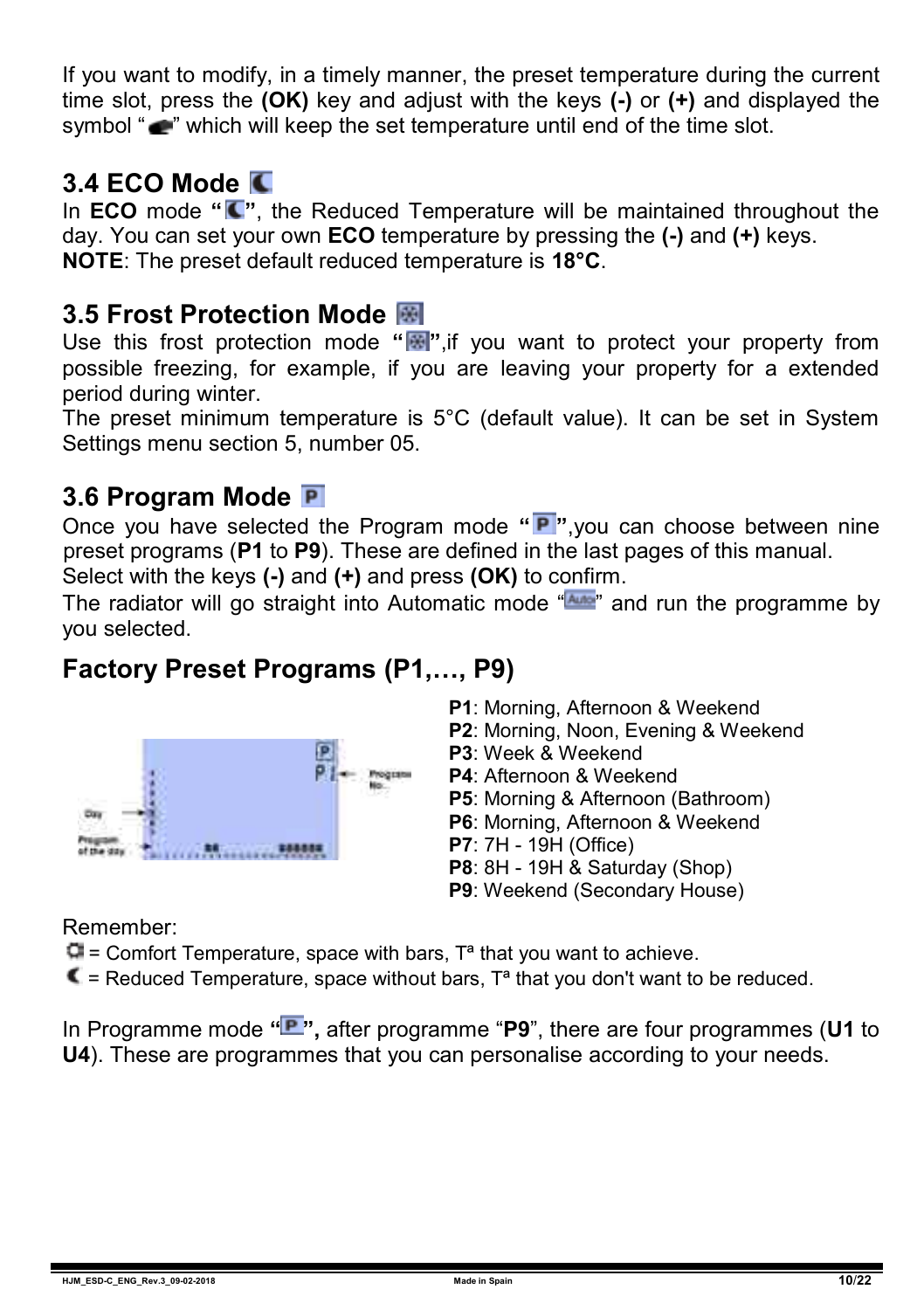If you want to modify, in a timely manner, the preset temperature during the current time slot, press the **(OK)** key and adjust with the keys **(-)** or **(+)** and displayed the symbol "" which will keep the set temperature until end of the time slot.

## 3.4 ECO Mode

In **ECO** mode **""**, the Reduced Temperature will be maintained throughout the day. You can set your own **ECO** temperature by pressing the **(-)** and **(+)** keys.
**NOTE**: The preset default reduced temperature is **18°C**.

## 3.5 Frost Protection Mode

Use this frost protection mode **""**,if you want to protect your property from possible freezing, for example, if you are leaving your property for a extended period during winter.
The preset minimum temperature is 5°C (default value). It can be set in System Settings menu section 5, number 05.

## 3.6 Program Mode

Once you have selected the Program mode **""**,you can choose between nine preset programs (**P1** to **P9**). These are defined in the last pages of this manual.
Select with the keys **(-)** and **(+)** and press **(OK)** to confirm.
The radiator will go straight into Automatic mode "" and run the programme by you selected.

## Factory Preset Programs (P1,…, P9)

- **P1**: Morning, Afternoon & Weekend
- **P2**: Morning, Noon, Evening & Weekend
- **P3**: Week & Weekend
- **P4**: Afternoon & Weekend
- **P5**: Morning & Afternoon (Bathroom)
- **P6**: Morning, Afternoon & Weekend
- **P7**: 7H - 19H (Office)
- **P8**: 8H - 19H & Saturday (Shop)
- **P9**: Weekend (Secondary House)

Remember:
 = Comfort Temperature, space with bars, Tª that you want to achieve.
 = Reduced Temperature, space without bars, Tª that you don't want to be reduced.

In Programme mode **"",** after programme "**P9**", there are four programmes (**U1** to **U4**). These are programmes that you can personalise according to your needs.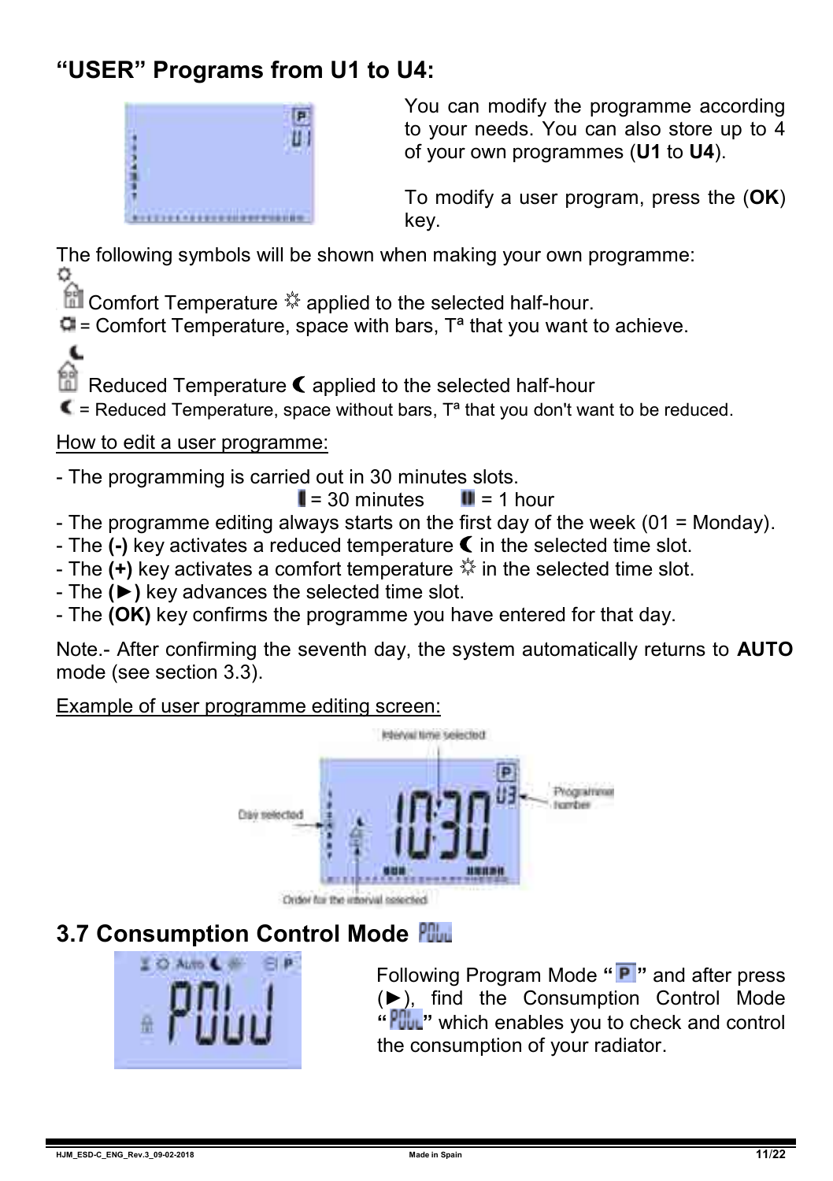## "USER" Programs from U1 to U4:

You can modify the programme according to your needs. You can also store up to 4 of your own programmes (**U1** to **U4**).

To modify a user program, press the (**OK**) key.

The following symbols will be shown when making your own programme:

Comfort Temperature ☼ applied to the selected half-hour.

= Comfort Temperature, space with bars, Tª that you want to achieve.

Reduced Temperature ☾ applied to the selected half-hour

☾ = Reduced Temperature, space without bars, Tª that you don't want to be reduced.

How to edit a user programme:

- The programming is carried out in 30 minutes slots.

  ▌= 30 minutes ▌▌= 1 hour
- The programme editing always starts on the first day of the week (01 = Monday).
- The **(-)** key activates a reduced temperature ☾ in the selected time slot.
- The **(+)** key activates a comfort temperature ☼ in the selected time slot.
- The **(►)** key advances the selected time slot.
- The **(OK)** key confirms the programme you have entered for that day.

Note.- After confirming the seventh day, the system automatically returns to **AUTO** mode (see section 3.3).

Example of user programme editing screen:

Interval time selected

Day selected

Programme number

Order for the interval selected

## 3.7 Consumption Control Mode POLL

Following Program Mode "**P**" and after press (►), find the Consumption Control Mode "**POLL**" which enables you to check and control the consumption of your radiator.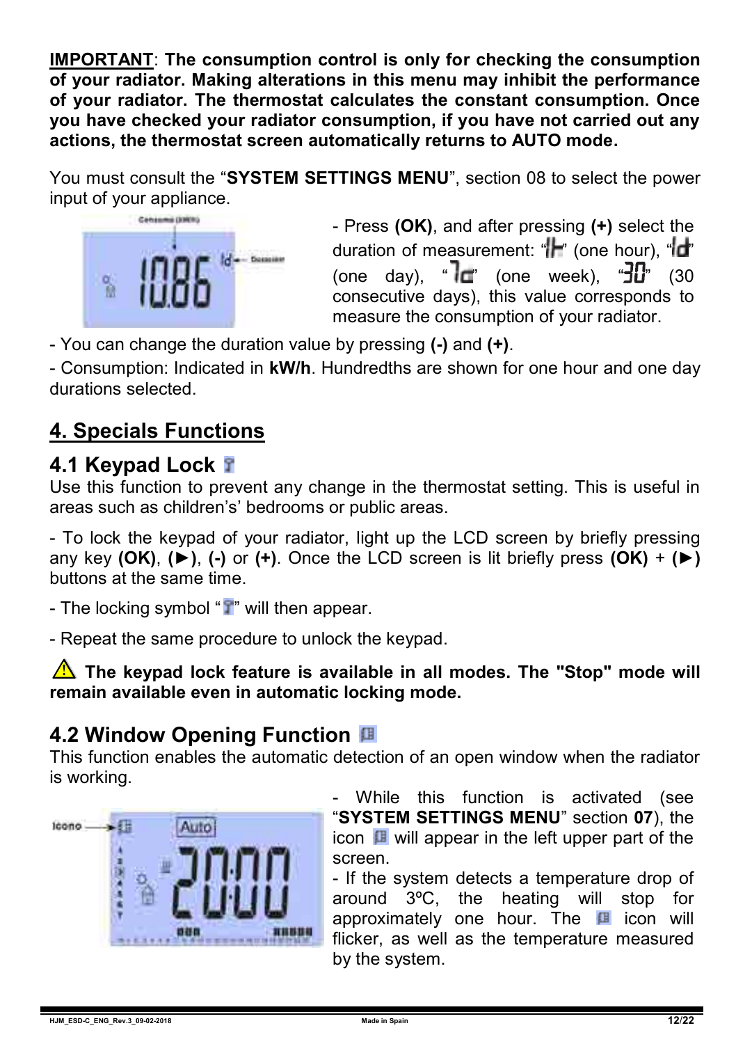**IMPORTANT**: **The consumption control is only for checking the consumption of your radiator. Making alterations in this menu may inhibit the performance of your radiator. The thermostat calculates the constant consumption. Once you have checked your radiator consumption, if you have not carried out any actions, the thermostat screen automatically returns to AUTO mode.**

You must consult the "**SYSTEM SETTINGS MENU**", section 08 to select the power input of your appliance.

- Press **(OK)**, and after pressing **(+)** select the duration of measurement: "1h" (one hour), "1d" (one day), "7d" (one week), "30" (30 consecutive days), this value corresponds to measure the consumption of your radiator.

- You can change the duration value by pressing **(-)** and **(+)**.
- Consumption: Indicated in **kW/h**. Hundredths are shown for one hour and one day durations selected.

## 4. Specials Functions

### 4.1 Keypad Lock

Use this function to prevent any change in the thermostat setting. This is useful in areas such as children's' bedrooms or public areas.

- To lock the keypad of your radiator, light up the LCD screen by briefly pressing any key **(OK)**, **(►)**, **(-)** or **(+)**. Once the LCD screen is lit briefly press **(OK)** + **(►)** buttons at the same time.

- The locking symbol " " will then appear.

- Repeat the same procedure to unlock the keypad.

⚠ **The keypad lock feature is available in all modes. The "Stop" mode will remain available even in automatic locking mode.**

### 4.2 Window Opening Function

This function enables the automatic detection of an open window when the radiator is working.

- While this function is activated (see "**SYSTEM SETTINGS MENU**" section **07**), the icon will appear in the left upper part of the screen.
- If the system detects a temperature drop of around 3ºC, the heating will stop for approximately one hour. The icon will flicker, as well as the temperature measured by the system.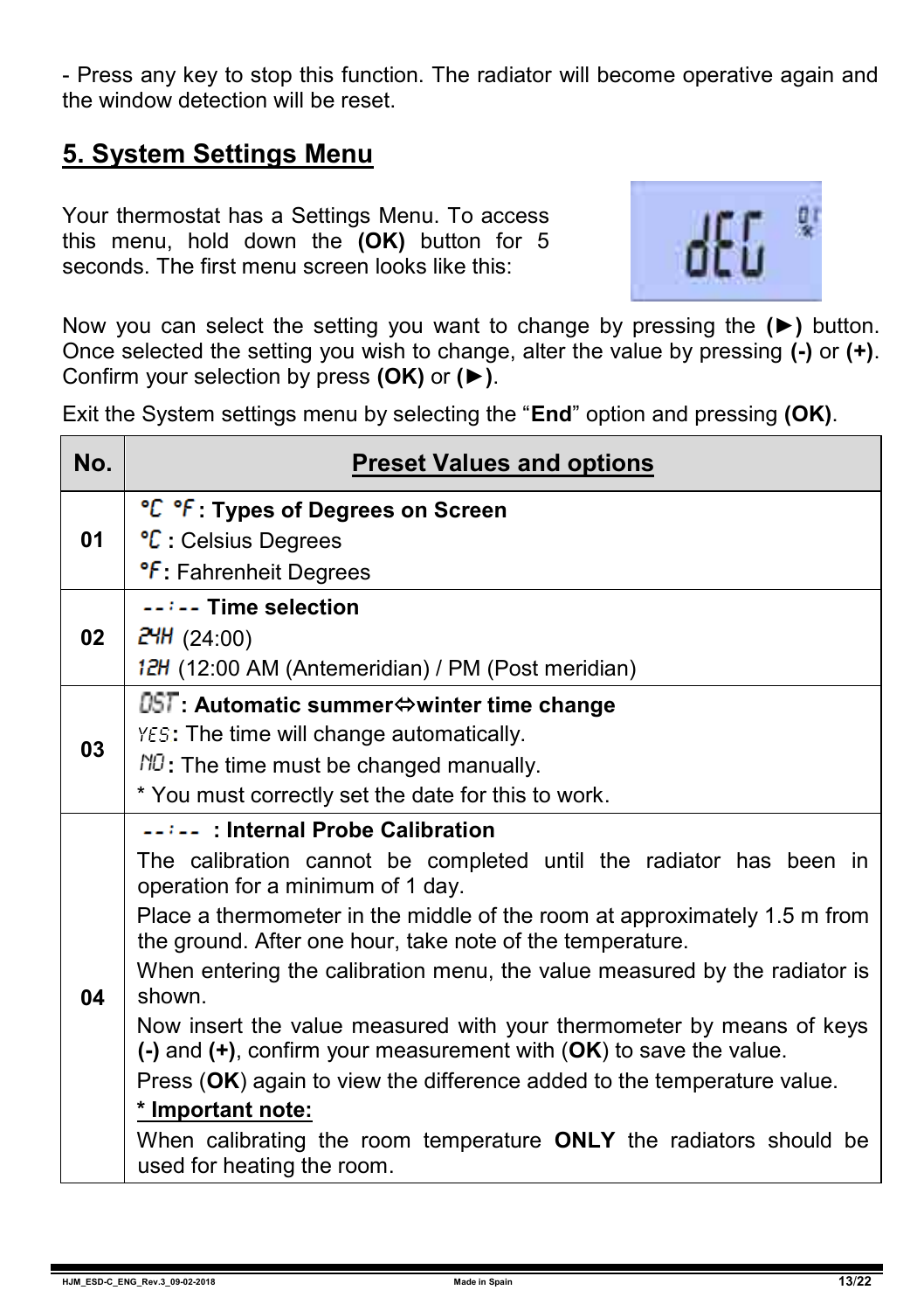- Press any key to stop this function. The radiator will become operative again and the window detection will be reset.

## 5. System Settings Menu

Your thermostat has a Settings Menu. To access this menu, hold down the **(OK)** button for 5 seconds. The first menu screen looks like this:

Now you can select the setting you want to change by pressing the **(►)** button. Once selected the setting you wish to change, alter the value by pressing **(-)** or **(+)**. Confirm your selection by press **(OK)** or **(►)**.

Exit the System settings menu by selecting the "**End**" option and pressing **(OK)**.

| No. | Preset Values and options |
|---|---|
| 01 | **°C °F : Types of Degrees on Screen**<br>°C : Celsius Degrees<br>°F: Fahrenheit Degrees |
| 02 | **--:-- Time selection**<br>24H (24:00)<br>12H (12:00 AM (Antemeridian) / PM (Post meridian) |
| 03 | **DST: Automatic summer⇔winter time change**<br>YES: The time will change automatically.<br>NO: The time must be changed manually.<br>* You must correctly set the date for this to work. |
| 04 | **--:-- : Internal Probe Calibration**<br>The calibration cannot be completed until the radiator has been in operation for a minimum of 1 day.<br>Place a thermometer in the middle of the room at approximately 1.5 m from the ground. After one hour, take note of the temperature.<br>When entering the calibration menu, the value measured by the radiator is shown.<br>Now insert the value measured with your thermometer by means of keys **(-)** and **(+)**, confirm your measurement with (**OK**) to save the value.<br>Press (**OK**) again to view the difference added to the temperature value.<br>**\* Important note:**<br>When calibrating the room temperature **ONLY** the radiators should be used for heating the room. |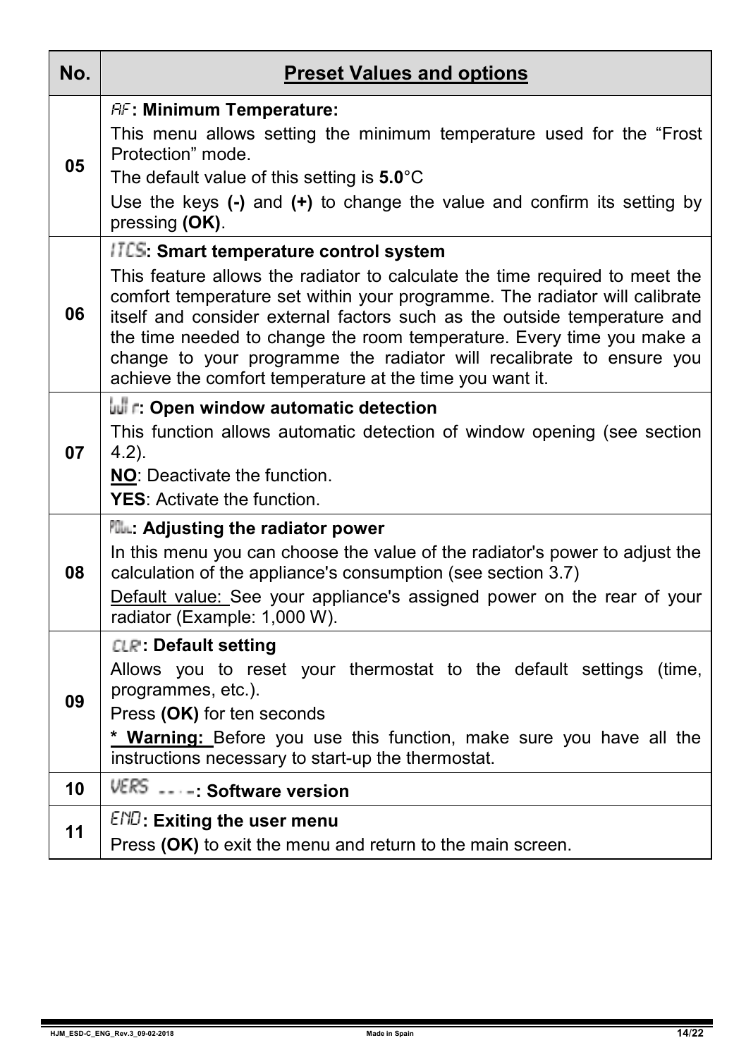| No. | Preset Values and options |
|---|---|
| 05 | **AF: Minimum Temperature:**<br>This menu allows setting the minimum temperature used for the “Frost Protection” mode.<br>The default value of this setting is **5.0**°C<br>Use the keys **(-)** and **(+)** to change the value and confirm its setting by pressing **(OK)**. |
| 06 | **ITCS: Smart temperature control system**<br>This feature allows the radiator to calculate the time required to meet the comfort temperature set within your programme. The radiator will calibrate itself and consider external factors such as the outside temperature and the time needed to change the room temperature. Every time you make a change to your programme the radiator will recalibrate to ensure you achieve the comfort temperature at the time you want it. |
| 07 | **WIr: Open window automatic detection**<br>This function allows automatic detection of window opening (see section 4.2).<br>**NO**: Deactivate the function.<br>**YES**: Activate the function. |
| 08 | **POW: Adjusting the radiator power**<br>In this menu you can choose the value of the radiator's power to adjust the calculation of the appliance's consumption (see section 3.7)<br>Default value: See your appliance's assigned power on the rear of your radiator (Example: 1,000 W). |
| 09 | **CLR: Default setting**<br>Allows you to reset your thermostat to the default settings (time, programmes, etc.).<br>Press **(OK)** for ten seconds<br>**\* Warning:** Before you use this function, make sure you have all the instructions necessary to start-up the thermostat. |
| 10 | **VERS - - . -: Software version** |
| 11 | **END: Exiting the user menu**<br>Press **(OK)** to exit the menu and return to the main screen. |

HJM_ESD-C_ENG_Rev.3_09-02-2018 Made in Spain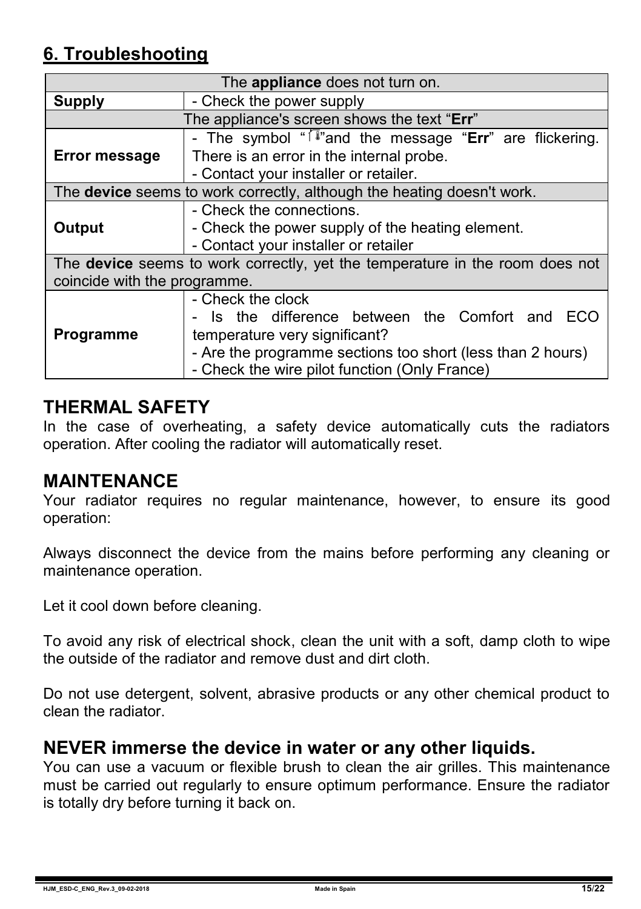## 6. Troubleshooting

| The **appliance** does not turn on. | |
|---|---|
| **Supply** | - Check the power supply |
| The appliance's screen shows the text "**Err**" | |
| **Error message** | - The symbol "🌡"and the message "**Err**" are flickering. There is an error in the internal probe.<br>- Contact your installer or retailer. |
| The **device** seems to work correctly, although the heating doesn't work. | |
| **Output** | - Check the connections.<br>- Check the power supply of the heating element.<br>- Contact your installer or retailer |
| The **device** seems to work correctly, yet the temperature in the room does not coincide with the programme. | |
| **Programme** | - Check the clock<br>- Is the difference between the Comfort and ECO temperature very significant?<br>- Are the programme sections too short (less than 2 hours)<br>- Check the wire pilot function (Only France) |

## THERMAL SAFETY

In the case of overheating, a safety device automatically cuts the radiators operation. After cooling the radiator will automatically reset.

## MAINTENANCE

Your radiator requires no regular maintenance, however, to ensure its good operation:

Always disconnect the device from the mains before performing any cleaning or maintenance operation.

Let it cool down before cleaning.

To avoid any risk of electrical shock, clean the unit with a soft, damp cloth to wipe the outside of the radiator and remove dust and dirt cloth.

Do not use detergent, solvent, abrasive products or any other chemical product to clean the radiator.

## NEVER immerse the device in water or any other liquids.

You can use a vacuum or flexible brush to clean the air grilles. This maintenance must be carried out regularly to ensure optimum performance. Ensure the radiator is totally dry before turning it back on.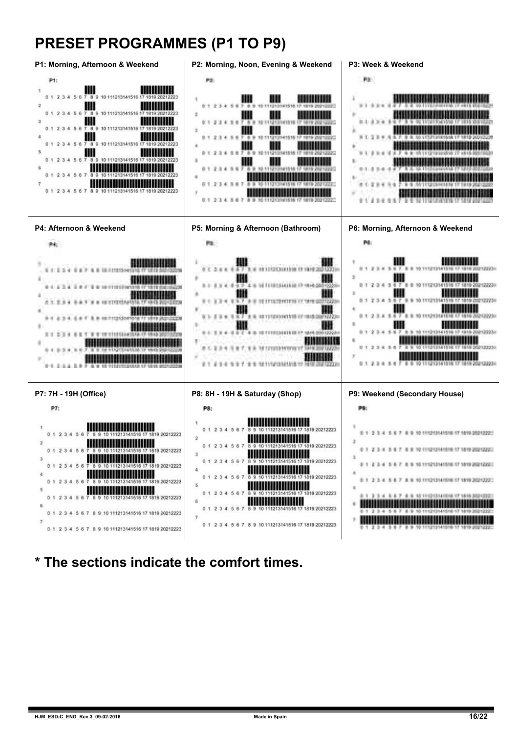# PRESET PROGRAMMES (P1 TO P9)

### P1: Morning, Afternoon & Weekend

P1:

### P2: Morning, Noon, Evening & Weekend

P2:

### P3: Week & Weekend

P3:

### P4: Afternoon & Weekend

P4:

### P5: Morning & Afternoon (Bathroom)

P5:

### P6: Morning, Afternoon & Weekend

P6:

### P7: 7H - 19H (Office)

P7:

### P8: 8H - 19H & Saturday (Shop)

P8:

### P9: Weekend (Secondary House)

P9:

**\* The sections indicate the comfort times.**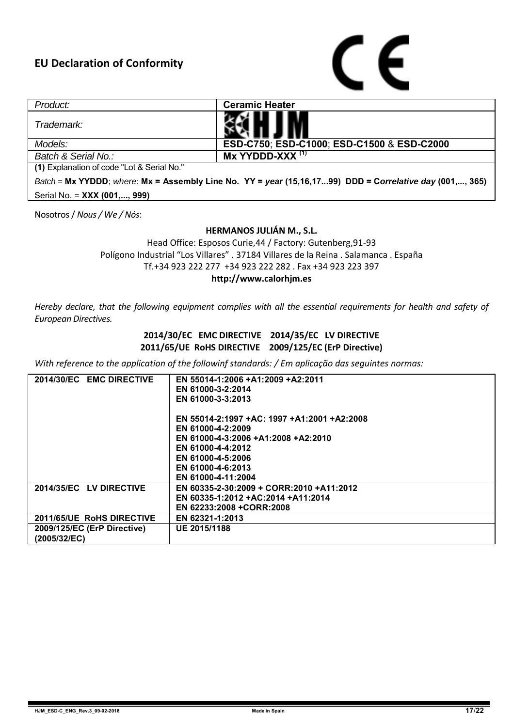# EU Declaration of Conformity

CE

| *Product:* | **Ceramic Heater** |
|---|---|
| *Trademark:* | HJM |
| *Models:* | **ESD-C750**; **ESD-C1000**; **ESD-C1500** & **ESD-C2000** |
| *Batch & Serial No.:* | **Mx YYDDD-XXX** [(1)] |
| **(1)** Explanation of code "Lot & Serial No." | |
| *Batch* = **Mx YYDDD**; *where*: **Mx = Assembly Line No. YY =** ***year*** **(15,16,17...99) DDD = C*orrelative day*** **(001,..., 365)** | |
| Serial No. = **XXX (001,..., 999)** | |

Nosotros / *Nous / We / Nós*:

**HERMANOS JULIÁN M., S.L.**
Head Office: Esposos Curie,44 / Factory: Gutenberg,91-93
Polígono Industrial "Los Villares" . 37184 Villares de la Reina . Salamanca . España
Tf.+34 923 222 277 +34 923 222 282 . Fax +34 923 223 397
**http://www.calorhjm.es**

*Hereby declare, that the following equipment complies with all the essential requirements for health and safety of European Directives.*

**2014/30/EC EMC DIRECTIVE 2014/35/EC LV DIRECTIVE**
**2011/65/UE RoHS DIRECTIVE 2009/125/EC (ErP Directive)**

*With reference to the application of the followinf standards: / Em aplicação das seguintes normas:*

| **2014/30/EC EMC DIRECTIVE** | **EN 55014-1:2006 +A1:2009 +A2:2011**<br>**EN 61000-3-2:2014**<br>**EN 61000-3-3:2013**<br><br>**EN 55014-2:1997 +AC: 1997 +A1:2001 +A2:2008**<br>**EN 61000-4-2:2009**<br>**EN 61000-4-3:2006 +A1:2008 +A2:2010**<br>**EN 61000-4-4:2012**<br>**EN 61000-4-5:2006**<br>**EN 61000-4-6:2013**<br>**EN 61000-4-11:2004** |
|---|---|
| **2014/35/EC LV DIRECTIVE** | **EN 60335-2-30:2009 + CORR:2010 +A11:2012**<br>**EN 60335-1:2012 +AC:2014 +A11:2014**<br>**EN 62233:2008 +CORR:2008** |
| **2011/65/UE RoHS DIRECTIVE** | **EN 62321-1:2013** |
| **2009/125/EC (ErP Directive) (2005/32/EC)** | **UE 2015/1188** |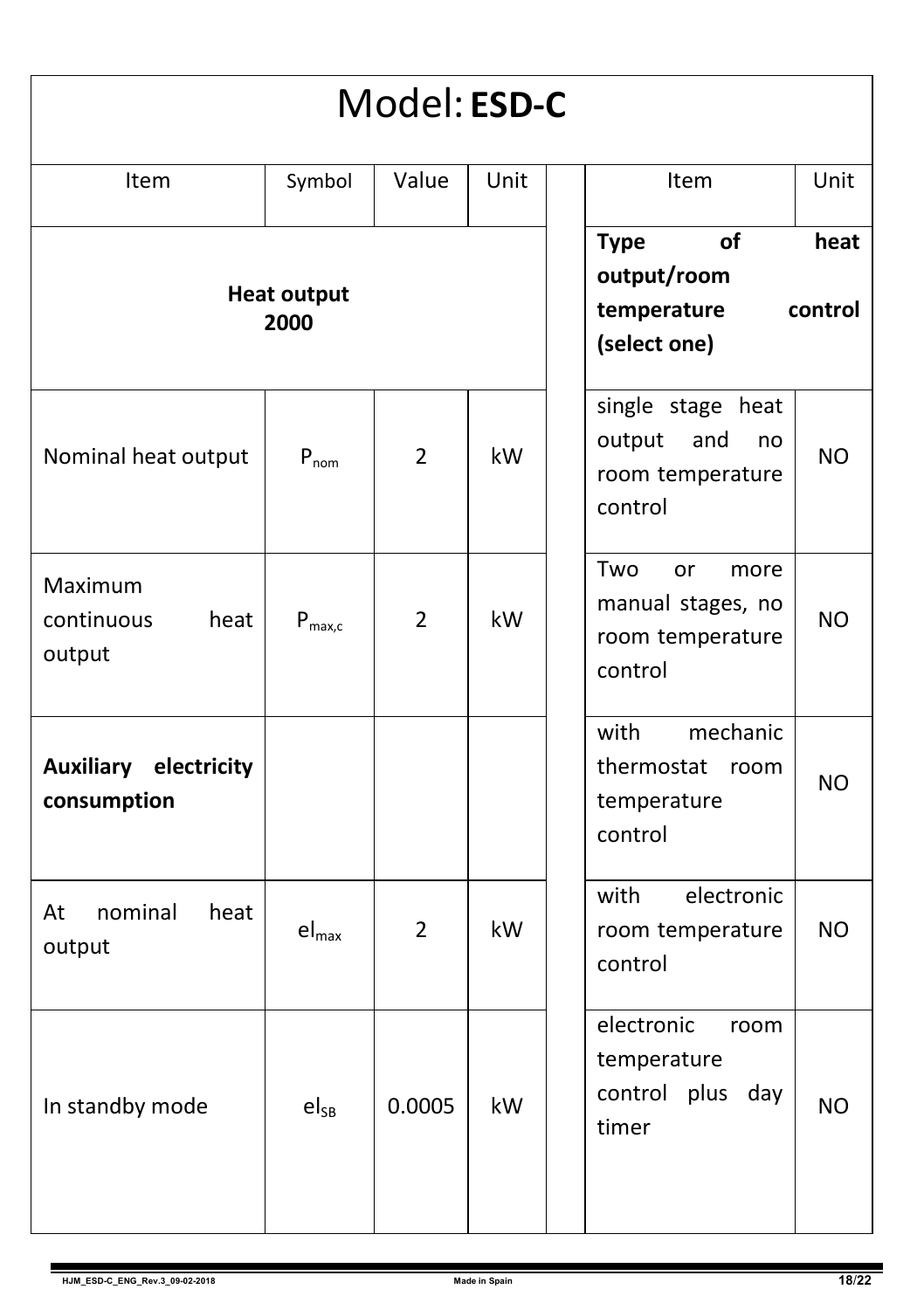# Model: **ESD-C**

| Item | Symbol | Value | Unit | | Item | Unit |
|---|---|---|---|---|---|---|
| **Heat output 2000** | | | | | **Type of heat output/room temperature control (select one)** | |
| Nominal heat output | $P_{nom}$ | 2 | kW | | single stage heat output and no room temperature control | NO |
| Maximum continuous heat output | $P_{max,c}$ | 2 | kW | | Two or more manual stages, no room temperature control | NO |
| **Auxiliary electricity consumption** | | | | | with mechanic thermostat room temperature control | NO |
| At nominal heat output | $el_{max}$ | 2 | kW | | with electronic room temperature control | NO |
| In standby mode | $el_{SB}$ | 0.0005 | kW | | electronic room temperature control plus day timer | NO |

HJM_ESD-C_ENG_Rev.3_09-02-2018 Made in Spain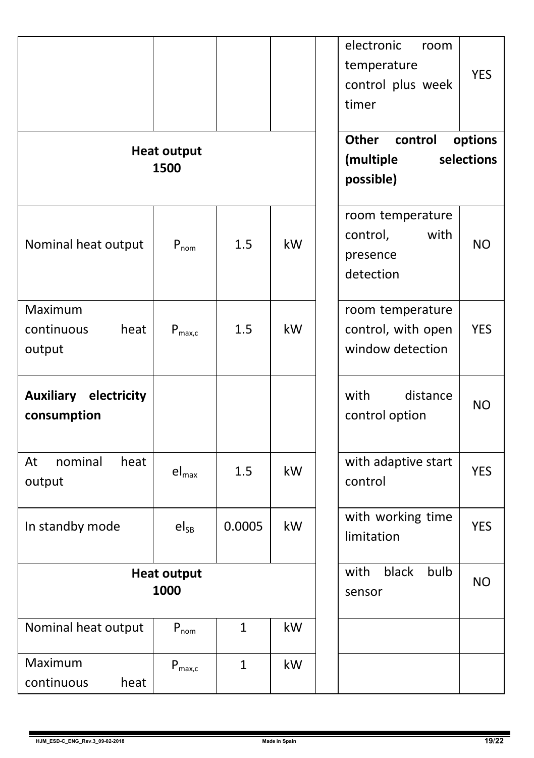| | | | | | | |
|---|---|---|---|---|---|---|
| | | | | | electronic room temperature control plus week timer | YES |
| **Heat output 1500** | | | | | **Other control options (multiple selections possible)** | |
| Nominal heat output | $P_{nom}$ | 1.5 | kW | | room temperature control, with presence detection | NO |
| Maximum continuous heat output | $P_{max,c}$ | 1.5 | kW | | room temperature control, with open window detection | YES |
| **Auxiliary electricity consumption** | | | | | with distance control option | NO |
| At nominal heat output | $el_{max}$ | 1.5 | kW | | with adaptive start control | YES |
| In standby mode | $el_{SB}$ | 0.0005 | kW | | with working time limitation | YES |
| **Heat output 1000** | | | | | with black bulb sensor | NO |
| Nominal heat output | $P_{nom}$ | 1 | kW | | | |
| Maximum continuous heat | $P_{max,c}$ | 1 | kW | | | |

HJM_ESD-C_ENG_Rev.3_09-02-2018 Made in Spain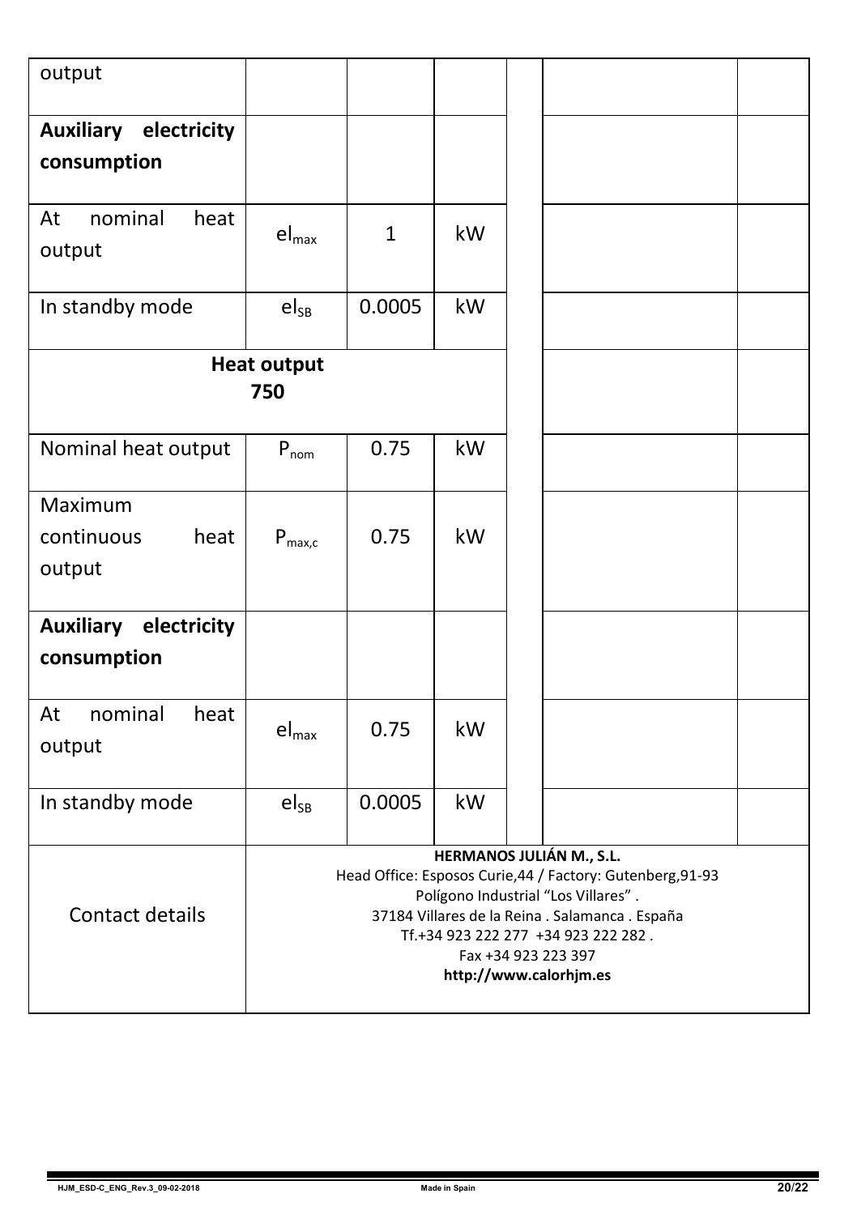| output | | | | | | |
|---|---|---|---|---|---|---|
| **Auxiliary electricity consumption** | | | | | | |
| At nominal heat output | $el_{max}$ | 1 | kW | | | |
| In standby mode | $el_{SB}$ | 0.0005 | kW | | | |
| **Heat output 750** | | | | | | |
| Nominal heat output | $P_{nom}$ | 0.75 | kW | | | |
| Maximum continuous heat output | $P_{max,c}$ | 0.75 | kW | | | |
| **Auxiliary electricity consumption** | | | | | | |
| At nominal heat output | $el_{max}$ | 0.75 | kW | | | |
| In standby mode | $el_{SB}$ | 0.0005 | kW | | | |
| Contact details | **HERMANOS JULIÁN M., S.L.** Head Office: Esposos Curie,44 / Factory: Gutenberg,91-93 Polígono Industrial "Los Villares" . 37184 Villares de la Reina . Salamanca . España Tf.+34 923 222 277 +34 923 222 282 . Fax +34 923 223 397 **http://www.calorhjm.es** | | | | | |

HJM_ESD-C_ENG_Rev.3_09-02-2018 Made in Spain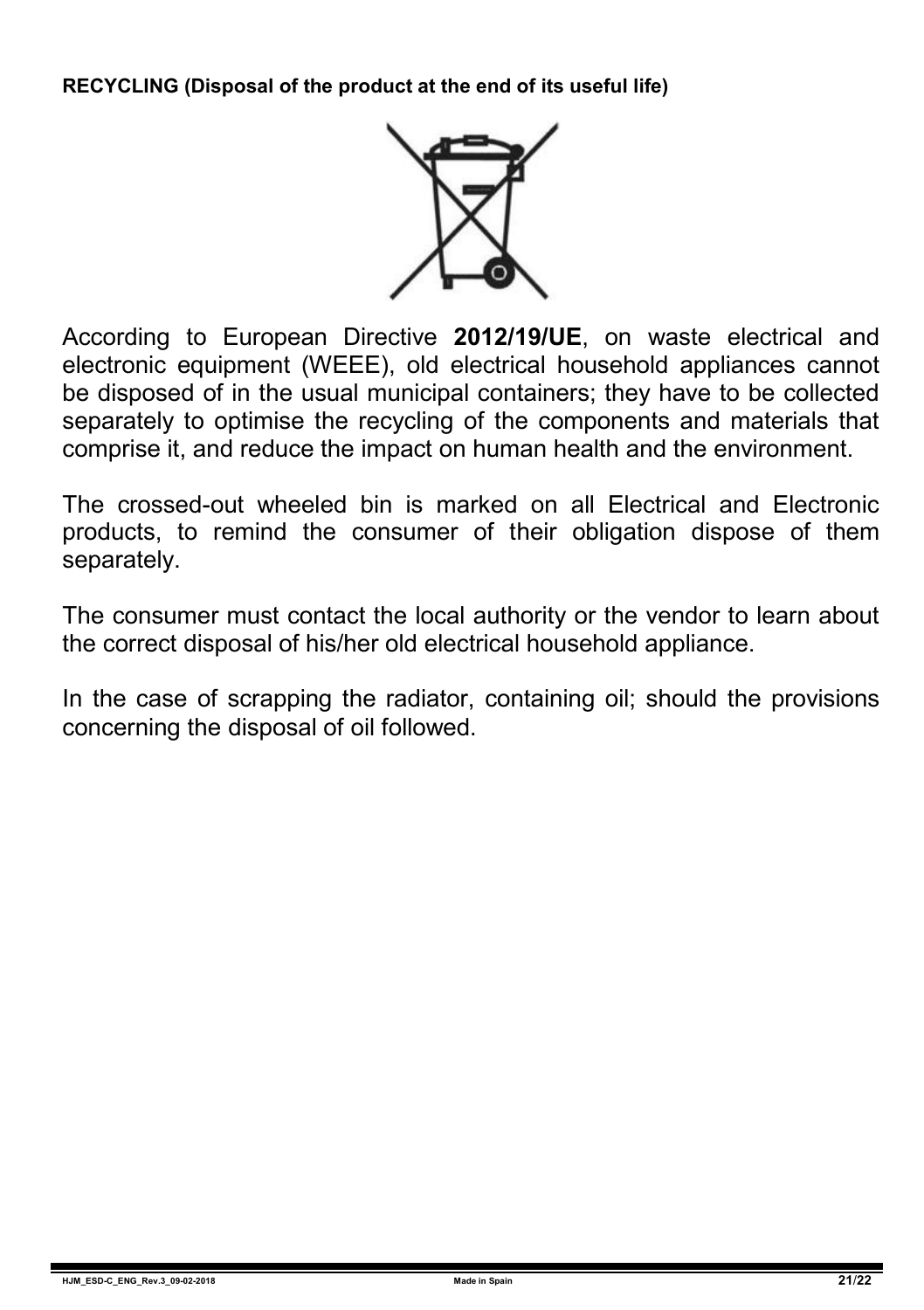**RECYCLING (Disposal of the product at the end of its useful life)**

According to European Directive **2012/19/UE**, on waste electrical and electronic equipment (WEEE), old electrical household appliances cannot be disposed of in the usual municipal containers; they have to be collected separately to optimise the recycling of the components and materials that comprise it, and reduce the impact on human health and the environment.

The crossed-out wheeled bin is marked on all Electrical and Electronic products, to remind the consumer of their obligation dispose of them separately.

The consumer must contact the local authority or the vendor to learn about the correct disposal of his/her old electrical household appliance.

In the case of scrapping the radiator, containing oil; should the provisions concerning the disposal of oil followed.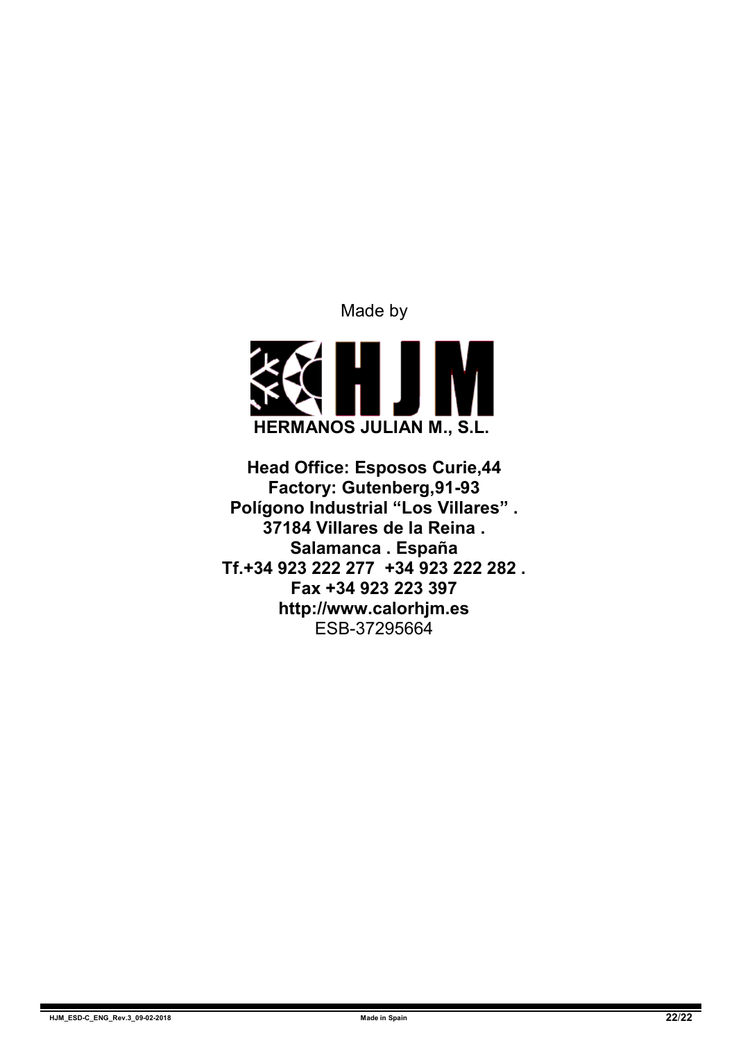Made by

HJM

**HERMANOS JULIAN M., S.L.**

**Head Office: Esposos Curie,44**
**Factory: Gutenberg,91-93**
**Polígono Industrial "Los Villares" .**
**37184 Villares de la Reina .**
**Salamanca . España**
**Tf.+34 923 222 277 +34 923 222 282 .**
**Fax +34 923 223 397**
**http://www.calorhjm.es**
ESB-37295664